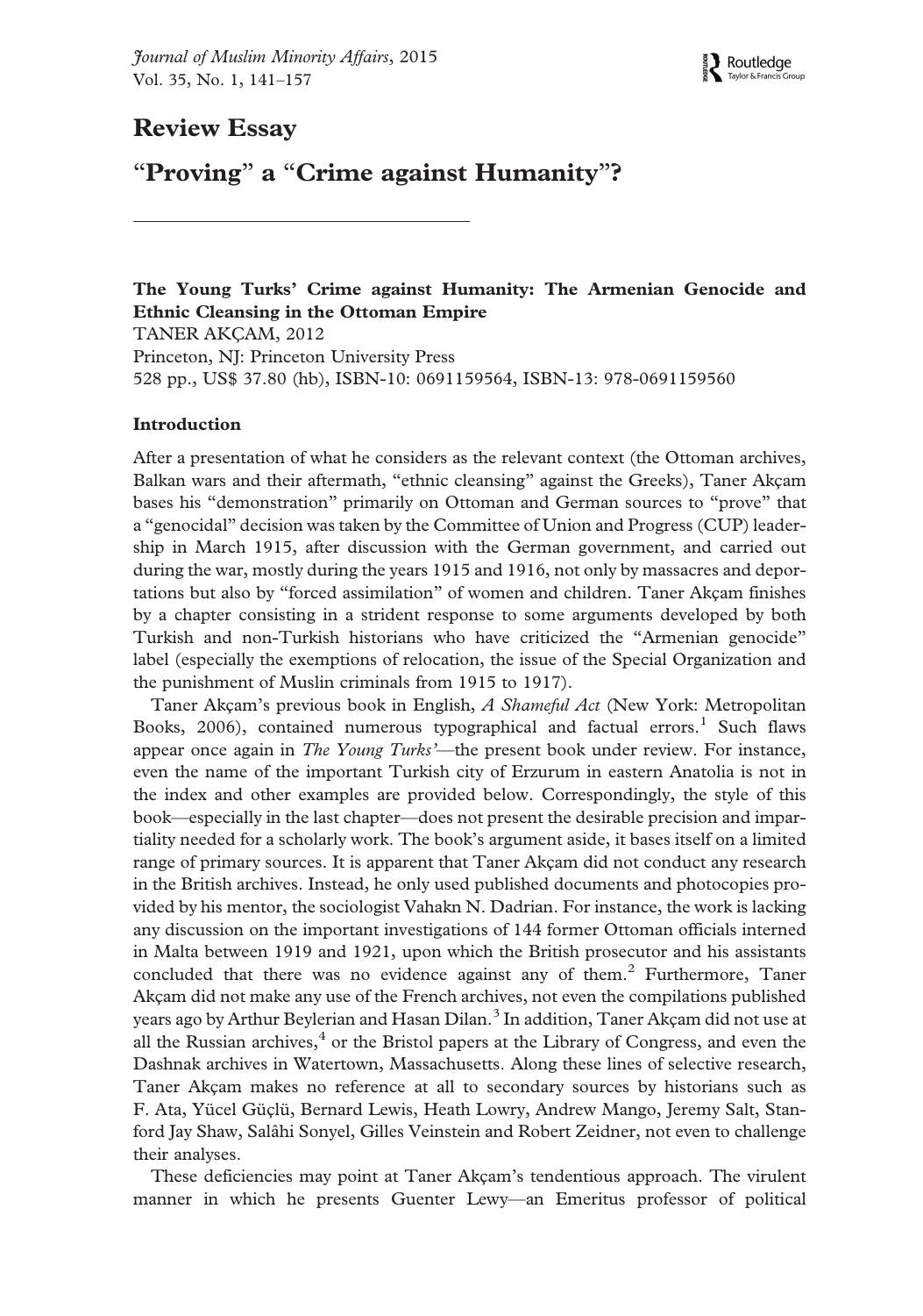# Review Essay

## "Proving" a "Crime against Humanity"?

**The Young Turks' Crime against Humanity: The Armenian Genocide and Ethnic Cleansing in the Ottoman Empire**
TANER AKÇAM, 2012
Princeton, NJ: Princeton University Press
528 pp., US$ 37.80 (hb), ISBN-10: 0691159564, ISBN-13: 978-0691159560

### Introduction

After a presentation of what he considers as the relevant context (the Ottoman archives, Balkan wars and their aftermath, "ethnic cleansing" against the Greeks), Taner Akçam bases his "demonstration" primarily on Ottoman and German sources to "prove" that a "genocidal" decision was taken by the Committee of Union and Progress (CUP) leadership in March 1915, after discussion with the German government, and carried out during the war, mostly during the years 1915 and 1916, not only by massacres and deportations but also by "forced assimilation" of women and children. Taner Akçam finishes by a chapter consisting in a strident response to some arguments developed by both Turkish and non-Turkish historians who have criticized the "Armenian genocide" label (especially the exemptions of relocation, the issue of the Special Organization and the punishment of Muslin criminals from 1915 to 1917).

Taner Akçam's previous book in English, *A Shameful Act* (New York: Metropolitan Books, 2006), contained numerous typographical and factual errors.[1] Such flaws appear once again in *The Young Turks'*—the present book under review. For instance, even the name of the important Turkish city of Erzurum in eastern Anatolia is not in the index and other examples are provided below. Correspondingly, the style of this book—especially in the last chapter—does not present the desirable precision and impartiality needed for a scholarly work. The book's argument aside, it bases itself on a limited range of primary sources. It is apparent that Taner Akçam did not conduct any research in the British archives. Instead, he only used published documents and photocopies provided by his mentor, the sociologist Vahakn N. Dadrian. For instance, the work is lacking any discussion on the important investigations of 144 former Ottoman officials interned in Malta between 1919 and 1921, upon which the British prosecutor and his assistants concluded that there was no evidence against any of them.[2] Furthermore, Taner Akçam did not make any use of the French archives, not even the compilations published years ago by Arthur Beylerian and Hasan Dilan.[3] In addition, Taner Akçam did not use at all the Russian archives,[4] or the Bristol papers at the Library of Congress, and even the Dashnak archives in Watertown, Massachusetts. Along these lines of selective research, Taner Akçam makes no reference at all to secondary sources by historians such as F. Ata, Yücel Güçlü, Bernard Lewis, Heath Lowry, Andrew Mango, Jeremy Salt, Stanford Jay Shaw, Salâhi Sonyel, Gilles Veinstein and Robert Zeidner, not even to challenge their analyses.

These deficiencies may point at Taner Akçam's tendentious approach. The virulent manner in which he presents Guenter Lewy—an Emeritus professor of political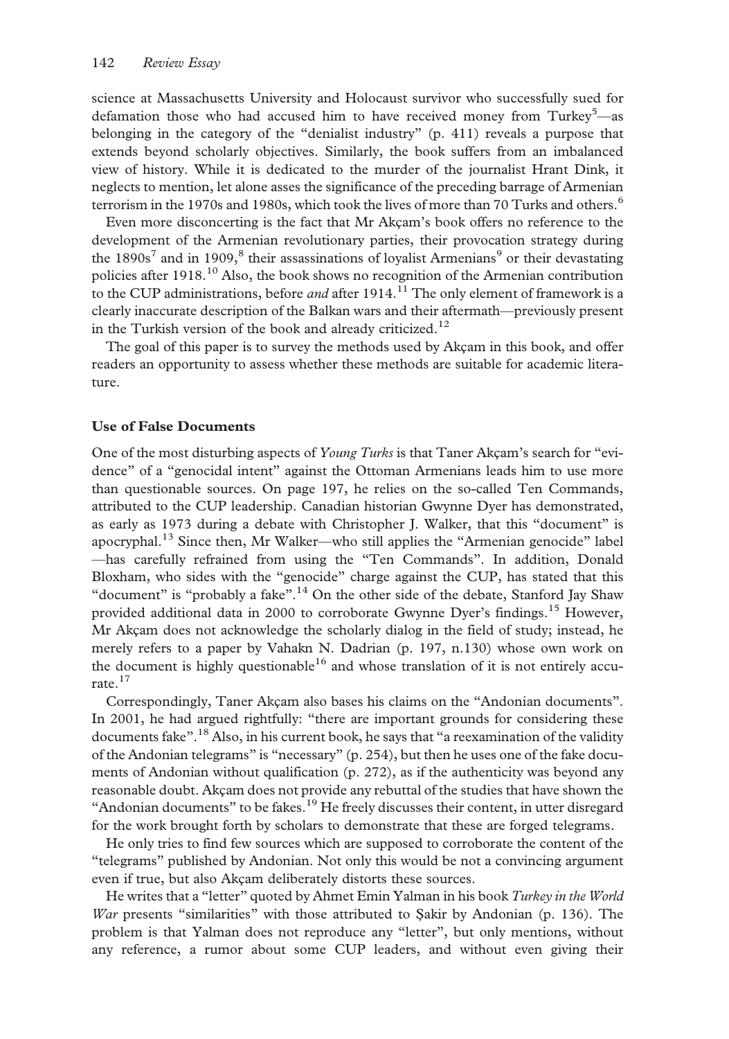science at Massachusetts University and Holocaust survivor who successfully sued for defamation those who had accused him to have received money from Turkey[5]—as belonging in the category of the "denialist industry" (p. 411) reveals a purpose that extends beyond scholarly objectives. Similarly, the book suffers from an imbalanced view of history. While it is dedicated to the murder of the journalist Hrant Dink, it neglects to mention, let alone asses the significance of the preceding barrage of Armenian terrorism in the 1970s and 1980s, which took the lives of more than 70 Turks and others.[6]

Even more disconcerting is the fact that Mr Akçam's book offers no reference to the development of the Armenian revolutionary parties, their provocation strategy during the 1890s[7] and in 1909,[8] their assassinations of loyalist Armenians[9] or their devastating policies after 1918.[10] Also, the book shows no recognition of the Armenian contribution to the CUP administrations, before *and* after 1914.[11] The only element of framework is a clearly inaccurate description of the Balkan wars and their aftermath—previously present in the Turkish version of the book and already criticized.[12]

The goal of this paper is to survey the methods used by Akçam in this book, and offer readers an opportunity to assess whether these methods are suitable for academic literature.

### Use of False Documents

One of the most disturbing aspects of *Young Turks* is that Taner Akçam's search for "evidence" of a "genocidal intent" against the Ottoman Armenians leads him to use more than questionable sources. On page 197, he relies on the so-called Ten Commands, attributed to the CUP leadership. Canadian historian Gwynne Dyer has demonstrated, as early as 1973 during a debate with Christopher J. Walker, that this "document" is apocryphal.[13] Since then, Mr Walker—who still applies the "Armenian genocide" label —has carefully refrained from using the "Ten Commands". In addition, Donald Bloxham, who sides with the "genocide" charge against the CUP, has stated that this "document" is "probably a fake".[14] On the other side of the debate, Stanford Jay Shaw provided additional data in 2000 to corroborate Gwynne Dyer's findings.[15] However, Mr Akçam does not acknowledge the scholarly dialog in the field of study; instead, he merely refers to a paper by Vahakn N. Dadrian (p. 197, n.130) whose own work on the document is highly questionable[16] and whose translation of it is not entirely accurate.[17]

Correspondingly, Taner Akçam also bases his claims on the "Andonian documents". In 2001, he had argued rightfully: "there are important grounds for considering these documents fake".[18] Also, in his current book, he says that "a reexamination of the validity of the Andonian telegrams" is "necessary" (p. 254), but then he uses one of the fake documents of Andonian without qualification (p. 272), as if the authenticity was beyond any reasonable doubt. Akçam does not provide any rebuttal of the studies that have shown the "Andonian documents" to be fakes.[19] He freely discusses their content, in utter disregard for the work brought forth by scholars to demonstrate that these are forged telegrams.

He only tries to find few sources which are supposed to corroborate the content of the "telegrams" published by Andonian. Not only this would be not a convincing argument even if true, but also Akçam deliberately distorts these sources.

He writes that a "letter" quoted by Ahmet Emin Yalman in his book *Turkey in the World War* presents "similarities" with those attributed to Şakir by Andonian (p. 136). The problem is that Yalman does not reproduce any "letter", but only mentions, without any reference, a rumor about some CUP leaders, and without even giving their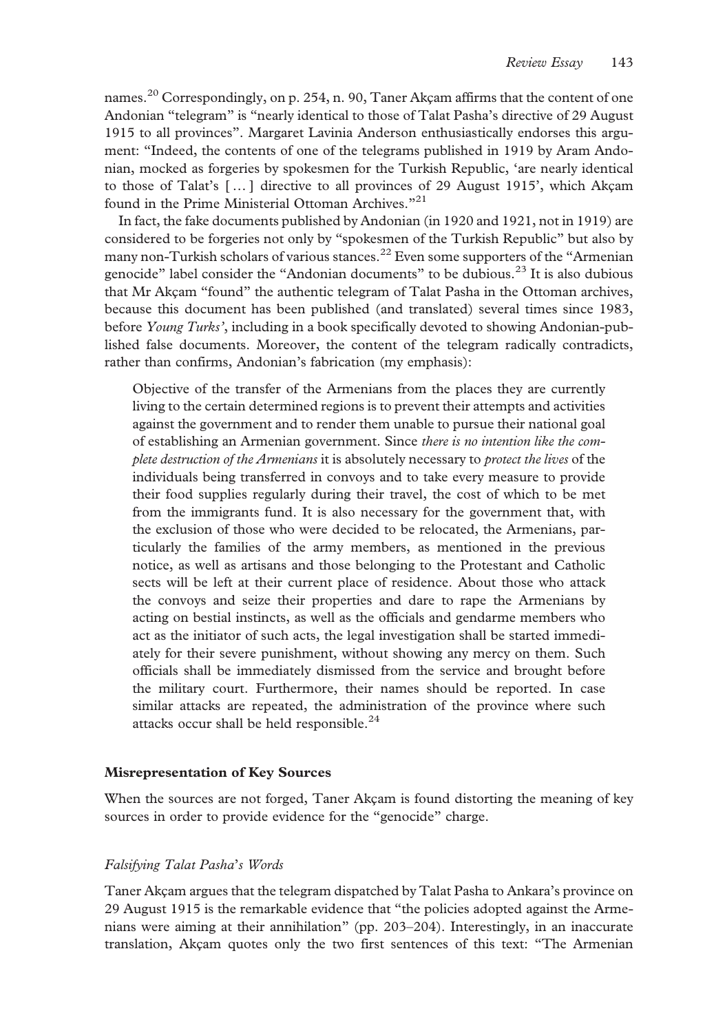names.[20] Correspondingly, on p. 254, n. 90, Taner Akçam affirms that the content of one Andonian "telegram" is "nearly identical to those of Talat Pasha's directive of 29 August 1915 to all provinces". Margaret Lavinia Anderson enthusiastically endorses this argument: "Indeed, the contents of one of the telegrams published in 1919 by Aram Andonian, mocked as forgeries by spokesmen for the Turkish Republic, 'are nearly identical to those of Talat's [ … ] directive to all provinces of 29 August 1915', which Akçam found in the Prime Ministerial Ottoman Archives."[21]

In fact, the fake documents published by Andonian (in 1920 and 1921, not in 1919) are considered to be forgeries not only by "spokesmen of the Turkish Republic" but also by many non-Turkish scholars of various stances.[22] Even some supporters of the "Armenian genocide" label consider the "Andonian documents" to be dubious.[23] It is also dubious that Mr Akçam "found" the authentic telegram of Talat Pasha in the Ottoman archives, because this document has been published (and translated) several times since 1983, before *Young Turks'*, including in a book specifically devoted to showing Andonian-published false documents. Moreover, the content of the telegram radically contradicts, rather than confirms, Andonian's fabrication (my emphasis):

> Objective of the transfer of the Armenians from the places they are currently living to the certain determined regions is to prevent their attempts and activities against the government and to render them unable to pursue their national goal of establishing an Armenian government. Since *there is no intention like the complete destruction of the Armenians* it is absolutely necessary to *protect the lives* of the individuals being transferred in convoys and to take every measure to provide their food supplies regularly during their travel, the cost of which to be met from the immigrants fund. It is also necessary for the government that, with the exclusion of those who were decided to be relocated, the Armenians, particularly the families of the army members, as mentioned in the previous notice, as well as artisans and those belonging to the Protestant and Catholic sects will be left at their current place of residence. About those who attack the convoys and seize their properties and dare to rape the Armenians by acting on bestial instincts, as well as the officials and gendarme members who act as the initiator of such acts, the legal investigation shall be started immediately for their severe punishment, without showing any mercy on them. Such officials shall be immediately dismissed from the service and brought before the military court. Furthermore, their names should be reported. In case similar attacks are repeated, the administration of the province where such attacks occur shall be held responsible.[24]

## Misrepresentation of Key Sources

When the sources are not forged, Taner Akçam is found distorting the meaning of key sources in order to provide evidence for the "genocide" charge.

### *Falsifying Talat Pasha's Words*

Taner Akçam argues that the telegram dispatched by Talat Pasha to Ankara's province on 29 August 1915 is the remarkable evidence that "the policies adopted against the Armenians were aiming at their annihilation" (pp. 203–204). Interestingly, in an inaccurate translation, Akçam quotes only the two first sentences of this text: "The Armenian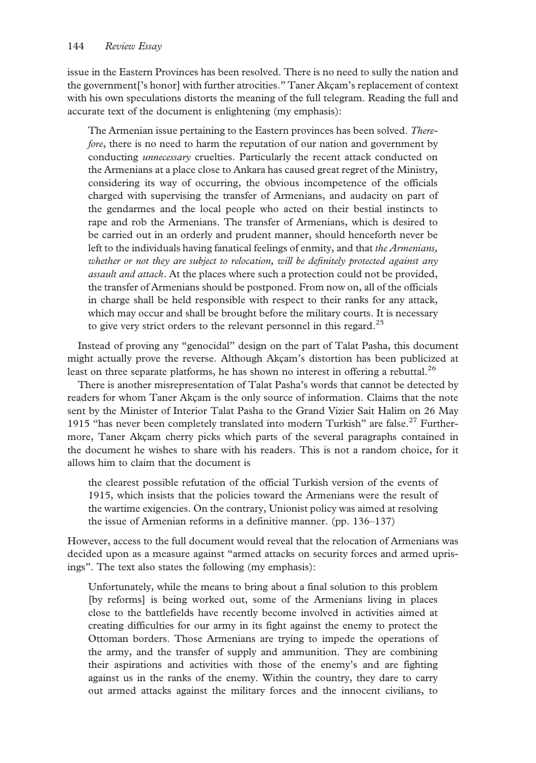issue in the Eastern Provinces has been resolved. There is no need to sully the nation and the government['s honor] with further atrocities." Taner Akçam's replacement of context with his own speculations distorts the meaning of the full telegram. Reading the full and accurate text of the document is enlightening (my emphasis):

> The Armenian issue pertaining to the Eastern provinces has been solved. *Therefore*, there is no need to harm the reputation of our nation and government by conducting *unnecessary* cruelties. Particularly the recent attack conducted on the Armenians at a place close to Ankara has caused great regret of the Ministry, considering its way of occurring, the obvious incompetence of the officials charged with supervising the transfer of Armenians, and audacity on part of the gendarmes and the local people who acted on their bestial instincts to rape and rob the Armenians. The transfer of Armenians, which is desired to be carried out in an orderly and prudent manner, should henceforth never be left to the individuals having fanatical feelings of enmity, and that *the Armenians, whether or not they are subject to relocation, will be definitely protected against any assault and attack*. At the places where such a protection could not be provided, the transfer of Armenians should be postponed. From now on, all of the officials in charge shall be held responsible with respect to their ranks for any attack, which may occur and shall be brought before the military courts. It is necessary to give very strict orders to the relevant personnel in this regard.[25]

Instead of proving any "genocidal" design on the part of Talat Pasha, this document might actually prove the reverse. Although Akçam's distortion has been publicized at least on three separate platforms, he has shown no interest in offering a rebuttal.[26]

There is another misrepresentation of Talat Pasha's words that cannot be detected by readers for whom Taner Akçam is the only source of information. Claims that the note sent by the Minister of Interior Talat Pasha to the Grand Vizier Sait Halim on 26 May 1915 "has never been completely translated into modern Turkish" are false.[27] Furthermore, Taner Akçam cherry picks which parts of the several paragraphs contained in the document he wishes to share with his readers. This is not a random choice, for it allows him to claim that the document is

> the clearest possible refutation of the official Turkish version of the events of 1915, which insists that the policies toward the Armenians were the result of the wartime exigencies. On the contrary, Unionist policy was aimed at resolving the issue of Armenian reforms in a definitive manner. (pp. 136–137)

However, access to the full document would reveal that the relocation of Armenians was decided upon as a measure against "armed attacks on security forces and armed uprisings". The text also states the following (my emphasis):

> Unfortunately, while the means to bring about a final solution to this problem [by reforms] is being worked out, some of the Armenians living in places close to the battlefields have recently become involved in activities aimed at creating difficulties for our army in its fight against the enemy to protect the Ottoman borders. Those Armenians are trying to impede the operations of the army, and the transfer of supply and ammunition. They are combining their aspirations and activities with those of the enemy's and are fighting against us in the ranks of the enemy. Within the country, they dare to carry out armed attacks against the military forces and the innocent civilians, to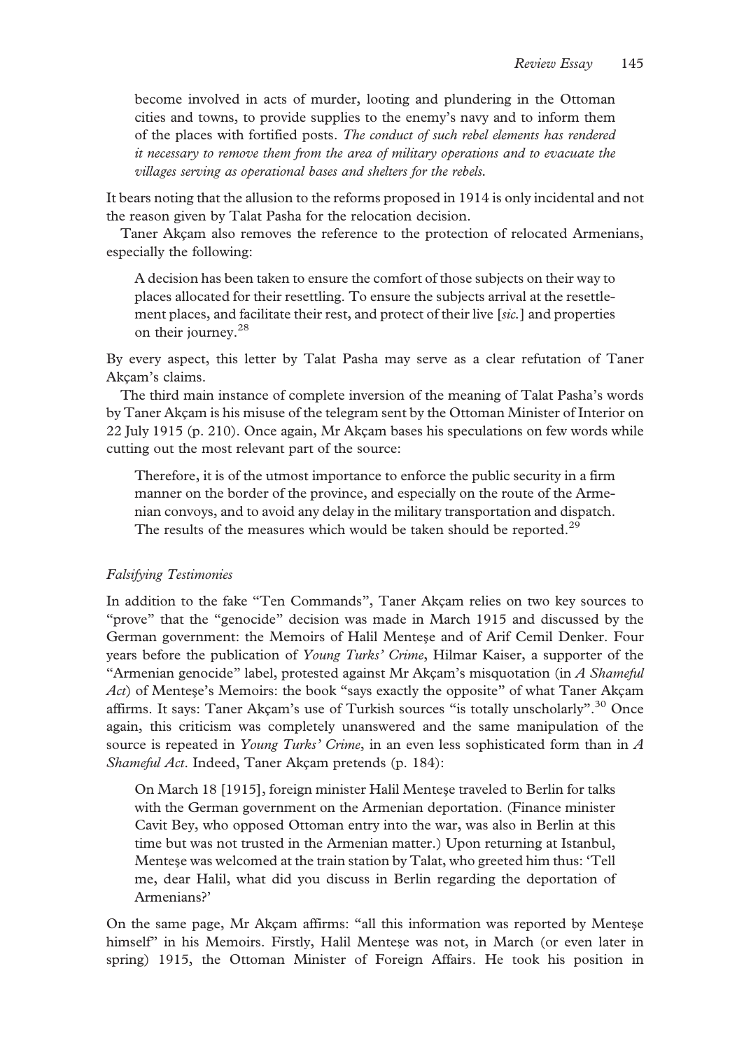> become involved in acts of murder, looting and plundering in the Ottoman cities and towns, to provide supplies to the enemy's navy and to inform them of the places with fortified posts. *The conduct of such rebel elements has rendered it necessary to remove them from the area of military operations and to evacuate the villages serving as operational bases and shelters for the rebels.*

It bears noting that the allusion to the reforms proposed in 1914 is only incidental and not the reason given by Talat Pasha for the relocation decision.

Taner Akçam also removes the reference to the protection of relocated Armenians, especially the following:

> A decision has been taken to ensure the comfort of those subjects on their way to places allocated for their resettling. To ensure the subjects arrival at the resettlement places, and facilitate their rest, and protect of their live [*sic.*] and properties on their journey.[28]

By every aspect, this letter by Talat Pasha may serve as a clear refutation of Taner Akçam's claims.

The third main instance of complete inversion of the meaning of Talat Pasha's words by Taner Akçam is his misuse of the telegram sent by the Ottoman Minister of Interior on 22 July 1915 (p. 210). Once again, Mr Akçam bases his speculations on few words while cutting out the most relevant part of the source:

> Therefore, it is of the utmost importance to enforce the public security in a firm manner on the border of the province, and especially on the route of the Armenian convoys, and to avoid any delay in the military transportation and dispatch. The results of the measures which would be taken should be reported.[29]

### *Falsifying Testimonies*

In addition to the fake "Ten Commands", Taner Akçam relies on two key sources to "prove" that the "genocide" decision was made in March 1915 and discussed by the German government: the Memoirs of Halil Menteşe and of Arif Cemil Denker. Four years before the publication of *Young Turks' Crime*, Hilmar Kaiser, a supporter of the "Armenian genocide" label, protested against Mr Akçam's misquotation (in *A Shameful Act*) of Menteşe's Memoirs: the book "says exactly the opposite" of what Taner Akçam affirms. It says: Taner Akçam's use of Turkish sources "is totally unscholarly".[30] Once again, this criticism was completely unanswered and the same manipulation of the source is repeated in *Young Turks' Crime*, in an even less sophisticated form than in *A Shameful Act*. Indeed, Taner Akçam pretends (p. 184):

> On March 18 [1915], foreign minister Halil Menteşe traveled to Berlin for talks with the German government on the Armenian deportation. (Finance minister Cavit Bey, who opposed Ottoman entry into the war, was also in Berlin at this time but was not trusted in the Armenian matter.) Upon returning at Istanbul, Menteşe was welcomed at the train station by Talat, who greeted him thus: 'Tell me, dear Halil, what did you discuss in Berlin regarding the deportation of Armenians?'

On the same page, Mr Akçam affirms: "all this information was reported by Menteşe himself" in his Memoirs. Firstly, Halil Menteşe was not, in March (or even later in spring) 1915, the Ottoman Minister of Foreign Affairs. He took his position in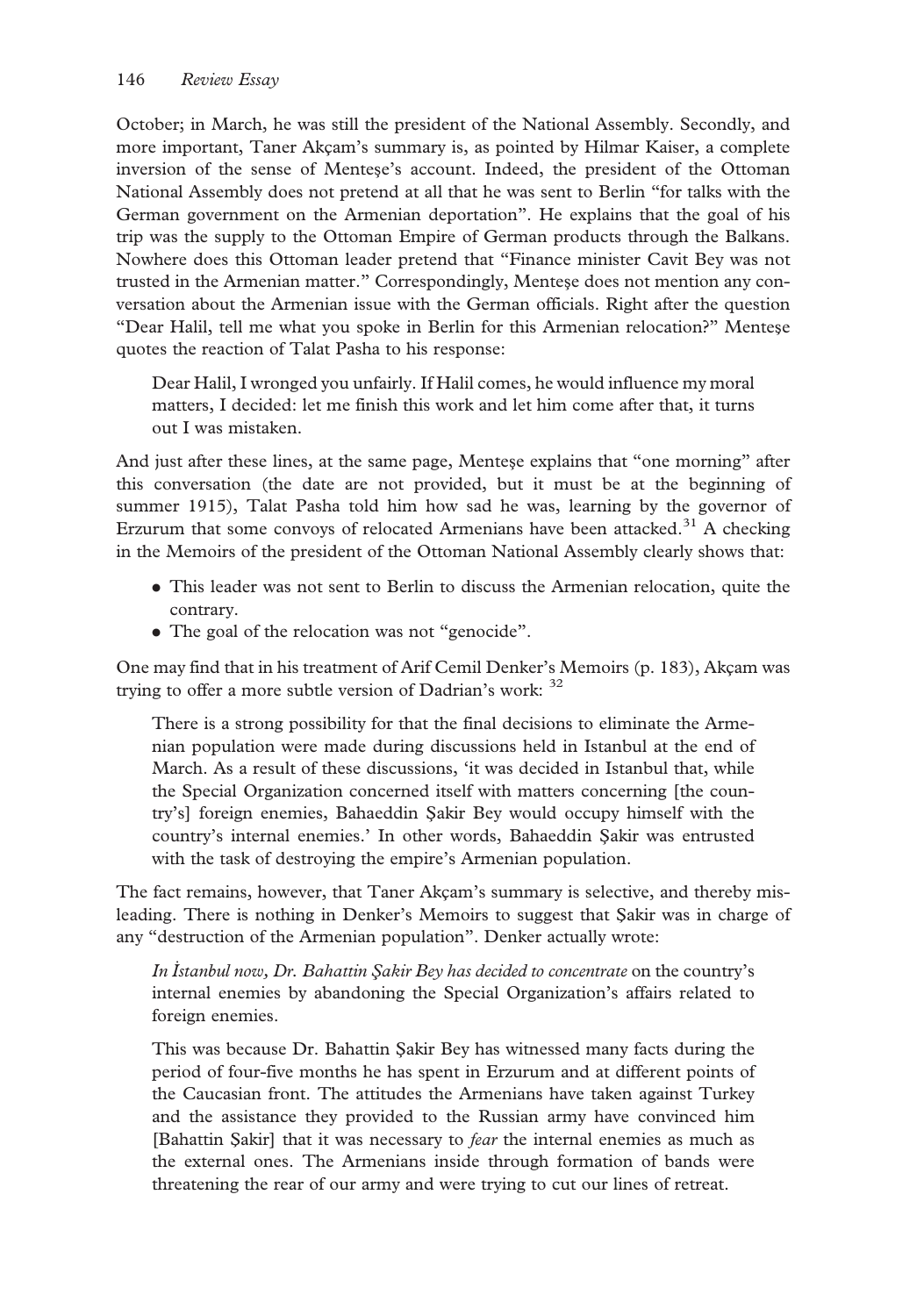October; in March, he was still the president of the National Assembly. Secondly, and more important, Taner Akçam's summary is, as pointed by Hilmar Kaiser, a complete inversion of the sense of Menteşe's account. Indeed, the president of the Ottoman National Assembly does not pretend at all that he was sent to Berlin "for talks with the German government on the Armenian deportation". He explains that the goal of his trip was the supply to the Ottoman Empire of German products through the Balkans. Nowhere does this Ottoman leader pretend that "Finance minister Cavit Bey was not trusted in the Armenian matter." Correspondingly, Menteşe does not mention any conversation about the Armenian issue with the German officials. Right after the question "Dear Halil, tell me what you spoke in Berlin for this Armenian relocation?" Menteşe quotes the reaction of Talat Pasha to his response:

> Dear Halil, I wronged you unfairly. If Halil comes, he would influence my moral matters, I decided: let me finish this work and let him come after that, it turns out I was mistaken.

And just after these lines, at the same page, Menteşe explains that "one morning" after this conversation (the date are not provided, but it must be at the beginning of summer 1915), Talat Pasha told him how sad he was, learning by the governor of Erzurum that some convoys of relocated Armenians have been attacked.[31] A checking in the Memoirs of the president of the Ottoman National Assembly clearly shows that:

- This leader was not sent to Berlin to discuss the Armenian relocation, quite the contrary.
- The goal of the relocation was not "genocide".

One may find that in his treatment of Arif Cemil Denker's Memoirs (p. 183), Akçam was trying to offer a more subtle version of Dadrian's work: [32]

> There is a strong possibility for that the final decisions to eliminate the Armenian population were made during discussions held in Istanbul at the end of March. As a result of these discussions, 'it was decided in Istanbul that, while the Special Organization concerned itself with matters concerning [the country's] foreign enemies, Bahaeddin Şakir Bey would occupy himself with the country's internal enemies.' In other words, Bahaeddin Şakir was entrusted with the task of destroying the empire's Armenian population.

The fact remains, however, that Taner Akçam's summary is selective, and thereby misleading. There is nothing in Denker's Memoirs to suggest that Şakir was in charge of any "destruction of the Armenian population". Denker actually wrote:

> *In İstanbul now, Dr. Bahattin Şakir Bey has decided to concentrate* on the country's internal enemies by abandoning the Special Organization's affairs related to foreign enemies.
>
> This was because Dr. Bahattin Şakir Bey has witnessed many facts during the period of four-five months he has spent in Erzurum and at different points of the Caucasian front. The attitudes the Armenians have taken against Turkey and the assistance they provided to the Russian army have convinced him [Bahattin Şakir] that it was necessary to *fear* the internal enemies as much as the external ones. The Armenians inside through formation of bands were threatening the rear of our army and were trying to cut our lines of retreat.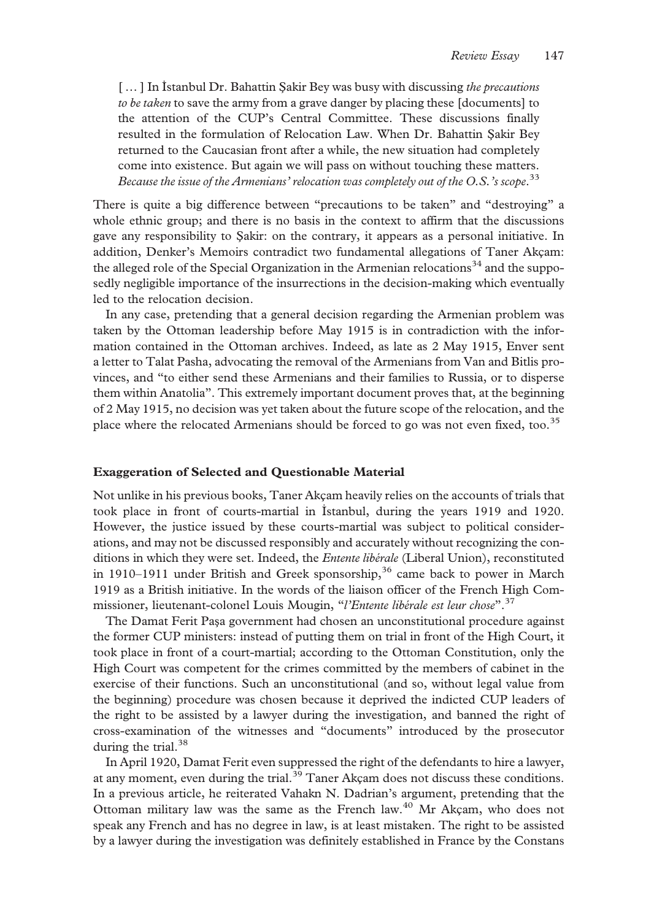> [ … ] In İstanbul Dr. Bahattin Şakir Bey was busy with discussing *the precautions to be taken* to save the army from a grave danger by placing these [documents] to the attention of the CUP's Central Committee. These discussions finally resulted in the formulation of Relocation Law. When Dr. Bahattin Şakir Bey returned to the Caucasian front after a while, the new situation had completely come into existence. But again we will pass on without touching these matters. *Because the issue of the Armenians' relocation was completely out of the O.S.'s scope*.[33]

There is quite a big difference between "precautions to be taken" and "destroying" a whole ethnic group; and there is no basis in the context to affirm that the discussions gave any responsibility to Şakir: on the contrary, it appears as a personal initiative. In addition, Denker's Memoirs contradict two fundamental allegations of Taner Akçam: the alleged role of the Special Organization in the Armenian relocations[34] and the supposedly negligible importance of the insurrections in the decision-making which eventually led to the relocation decision.

In any case, pretending that a general decision regarding the Armenian problem was taken by the Ottoman leadership before May 1915 is in contradiction with the information contained in the Ottoman archives. Indeed, as late as 2 May 1915, Enver sent a letter to Talat Pasha, advocating the removal of the Armenians from Van and Bitlis provinces, and "to either send these Armenians and their families to Russia, or to disperse them within Anatolia". This extremely important document proves that, at the beginning of 2 May 1915, no decision was yet taken about the future scope of the relocation, and the place where the relocated Armenians should be forced to go was not even fixed, too.[35]

## Exaggeration of Selected and Questionable Material

Not unlike in his previous books, Taner Akçam heavily relies on the accounts of trials that took place in front of courts-martial in İstanbul, during the years 1919 and 1920. However, the justice issued by these courts-martial was subject to political considerations, and may not be discussed responsibly and accurately without recognizing the conditions in which they were set. Indeed, the *Entente libérale* (Liberal Union), reconstituted in 1910–1911 under British and Greek sponsorship,[36] came back to power in March 1919 as a British initiative. In the words of the liaison officer of the French High Commissioner, lieutenant-colonel Louis Mougin, "*l'Entente libérale est leur chose*".[37]

The Damat Ferit Paşa government had chosen an unconstitutional procedure against the former CUP ministers: instead of putting them on trial in front of the High Court, it took place in front of a court-martial; according to the Ottoman Constitution, only the High Court was competent for the crimes committed by the members of cabinet in the exercise of their functions. Such an unconstitutional (and so, without legal value from the beginning) procedure was chosen because it deprived the indicted CUP leaders of the right to be assisted by a lawyer during the investigation, and banned the right of cross-examination of the witnesses and "documents" introduced by the prosecutor during the trial.[38]

In April 1920, Damat Ferit even suppressed the right of the defendants to hire a lawyer, at any moment, even during the trial.[39] Taner Akçam does not discuss these conditions. In a previous article, he reiterated Vahakn N. Dadrian's argument, pretending that the Ottoman military law was the same as the French law.[40] Mr Akçam, who does not speak any French and has no degree in law, is at least mistaken. The right to be assisted by a lawyer during the investigation was definitely established in France by the Constans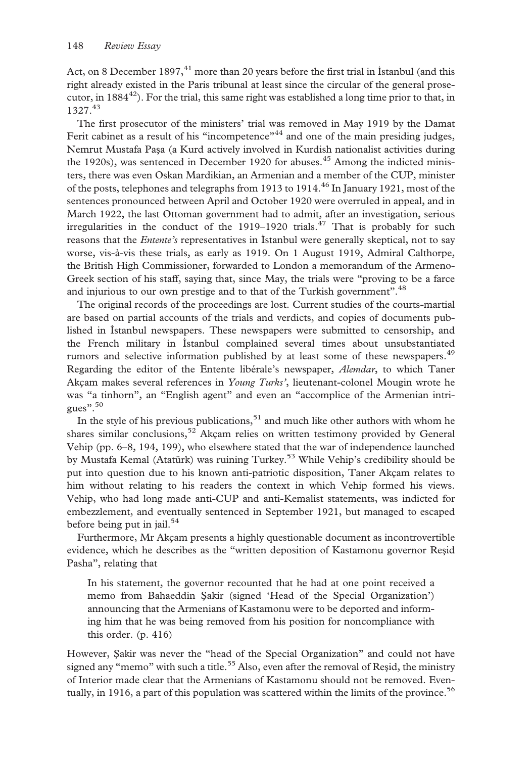Act, on 8 December 1897,[41] more than 20 years before the first trial in İstanbul (and this right already existed in the Paris tribunal at least since the circular of the general prosecutor, in 1884[42]). For the trial, this same right was established a long time prior to that, in 1327.[43]

The first prosecutor of the ministers' trial was removed in May 1919 by the Damat Ferit cabinet as a result of his "incompetence"[44] and one of the main presiding judges, Nemrut Mustafa Paşa (a Kurd actively involved in Kurdish nationalist activities during the 1920s), was sentenced in December 1920 for abuses.[45] Among the indicted ministers, there was even Oskan Mardikian, an Armenian and a member of the CUP, minister of the posts, telephones and telegraphs from 1913 to 1914.[46] In January 1921, most of the sentences pronounced between April and October 1920 were overruled in appeal, and in March 1922, the last Ottoman government had to admit, after an investigation, serious irregularities in the conduct of the 1919–1920 trials.[47] That is probably for such reasons that the *Entente's* representatives in İstanbul were generally skeptical, not to say worse, vis-à-vis these trials, as early as 1919. On 1 August 1919, Admiral Calthorpe, the British High Commissioner, forwarded to London a memorandum of the Armeno-Greek section of his staff, saying that, since May, the trials were "proving to be a farce and injurious to our own prestige and to that of the Turkish government".[48]

The original records of the proceedings are lost. Current studies of the courts-martial are based on partial accounts of the trials and verdicts, and copies of documents published in İstanbul newspapers. These newspapers were submitted to censorship, and the French military in İstanbul complained several times about unsubstantiated rumors and selective information published by at least some of these newspapers.[49] Regarding the editor of the Entente libérale's newspaper, *Alemdar*, to which Taner Akçam makes several references in *Young Turks'*, lieutenant-colonel Mougin wrote he was "a tinhorn", an "English agent" and even an "accomplice of the Armenian intrigues".[50]

In the style of his previous publications,[51] and much like other authors with whom he shares similar conclusions,[52] Akçam relies on written testimony provided by General Vehip (pp. 6–8, 194, 199), who elsewhere stated that the war of independence launched by Mustafa Kemal (Atatürk) was ruining Turkey.[53] While Vehip's credibility should be put into question due to his known anti-patriotic disposition, Taner Akçam relates to him without relating to his readers the context in which Vehip formed his views. Vehip, who had long made anti-CUP and anti-Kemalist statements, was indicted for embezzlement, and eventually sentenced in September 1921, but managed to escaped before being put in jail.[54]

Furthermore, Mr Akçam presents a highly questionable document as incontrovertible evidence, which he describes as the "written deposition of Kastamonu governor Reşid Pasha", relating that

> In his statement, the governor recounted that he had at one point received a memo from Bahaeddin Şakir (signed 'Head of the Special Organization') announcing that the Armenians of Kastamonu were to be deported and informing him that he was being removed from his position for noncompliance with this order. (p. 416)

However, Şakir was never the "head of the Special Organization" and could not have signed any "memo" with such a title.[55] Also, even after the removal of Reşid, the ministry of Interior made clear that the Armenians of Kastamonu should not be removed. Eventually, in 1916, a part of this population was scattered within the limits of the province.[56]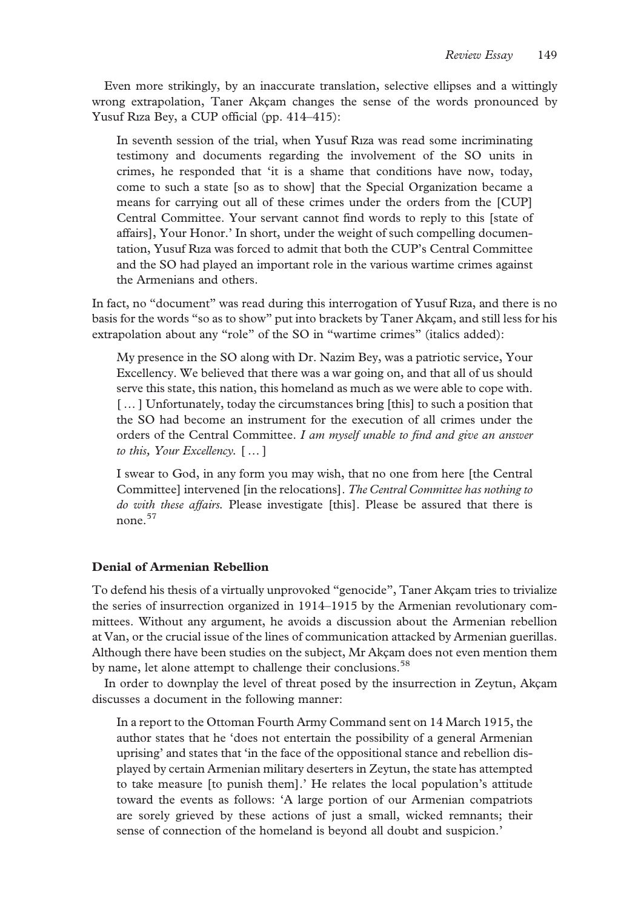Even more strikingly, by an inaccurate translation, selective ellipses and a wittingly wrong extrapolation, Taner Akçam changes the sense of the words pronounced by Yusuf Rıza Bey, a CUP official (pp. 414–415):

> In seventh session of the trial, when Yusuf Rıza was read some incriminating testimony and documents regarding the involvement of the SO units in crimes, he responded that 'it is a shame that conditions have now, today, come to such a state [so as to show] that the Special Organization became a means for carrying out all of these crimes under the orders from the [CUP] Central Committee. Your servant cannot find words to reply to this [state of affairs], Your Honor.' In short, under the weight of such compelling documentation, Yusuf Rıza was forced to admit that both the CUP's Central Committee and the SO had played an important role in the various wartime crimes against the Armenians and others.

In fact, no "document" was read during this interrogation of Yusuf Rıza, and there is no basis for the words "so as to show" put into brackets by Taner Akçam, and still less for his extrapolation about any "role" of the SO in "wartime crimes" (italics added):

> My presence in the SO along with Dr. Nazim Bey, was a patriotic service, Your Excellency. We believed that there was a war going on, and that all of us should serve this state, this nation, this homeland as much as we were able to cope with. [ … ] Unfortunately, today the circumstances bring [this] to such a position that the SO had become an instrument for the execution of all crimes under the orders of the Central Committee. *I am myself unable to find and give an answer to this, Your Excellency.* [ … ]
>
> I swear to God, in any form you may wish, that no one from here [the Central Committee] intervened [in the relocations]. *The Central Committee has nothing to do with these affairs.* Please investigate [this]. Please be assured that there is none.[57]

### Denial of Armenian Rebellion

To defend his thesis of a virtually unprovoked "genocide", Taner Akçam tries to trivialize the series of insurrection organized in 1914–1915 by the Armenian revolutionary committees. Without any argument, he avoids a discussion about the Armenian rebellion at Van, or the crucial issue of the lines of communication attacked by Armenian guerillas. Although there have been studies on the subject, Mr Akçam does not even mention them by name, let alone attempt to challenge their conclusions.[58]

In order to downplay the level of threat posed by the insurrection in Zeytun, Akçam discusses a document in the following manner:

> In a report to the Ottoman Fourth Army Command sent on 14 March 1915, the author states that he 'does not entertain the possibility of a general Armenian uprising' and states that 'in the face of the oppositional stance and rebellion displayed by certain Armenian military deserters in Zeytun, the state has attempted to take measure [to punish them].' He relates the local population's attitude toward the events as follows: 'A large portion of our Armenian compatriots are sorely grieved by these actions of just a small, wicked remnants; their sense of connection of the homeland is beyond all doubt and suspicion.'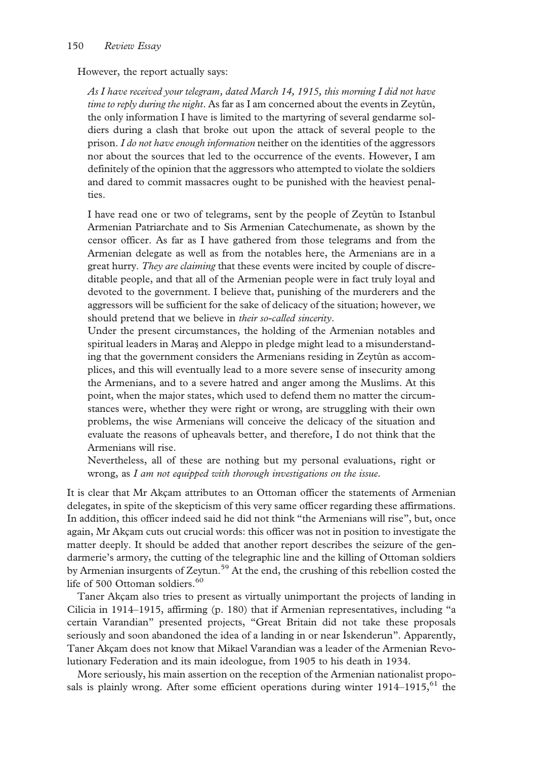However, the report actually says:

> *As I have received your telegram, dated March 14, 1915, this morning I did not have time to reply during the night*. As far as I am concerned about the events in Zeytûn, the only information I have is limited to the martyring of several gendarme soldiers during a clash that broke out upon the attack of several people to the prison. *I do not have enough information* neither on the identities of the aggressors nor about the sources that led to the occurrence of the events. However, I am definitely of the opinion that the aggressors who attempted to violate the soldiers and dared to commit massacres ought to be punished with the heaviest penalties.
>
> I have read one or two of telegrams, sent by the people of Zeytûn to Istanbul Armenian Patriarchate and to Sis Armenian Catechumenate, as shown by the censor officer. As far as I have gathered from those telegrams and from the Armenian delegate as well as from the notables here, the Armenians are in a great hurry. *They are claiming* that these events were incited by couple of discreditable people, and that all of the Armenian people were in fact truly loyal and devoted to the government. I believe that, punishing of the murderers and the aggressors will be sufficient for the sake of delicacy of the situation; however, we should pretend that we believe in *their so-called sincerity*.
>
> Under the present circumstances, the holding of the Armenian notables and spiritual leaders in Maraş and Aleppo in pledge might lead to a misunderstanding that the government considers the Armenians residing in Zeytûn as accomplices, and this will eventually lead to a more severe sense of insecurity among the Armenians, and to a severe hatred and anger among the Muslims. At this point, when the major states, which used to defend them no matter the circumstances were, whether they were right or wrong, are struggling with their own problems, the wise Armenians will conceive the delicacy of the situation and evaluate the reasons of upheavals better, and therefore, I do not think that the Armenians will rise.
>
> Nevertheless, all of these are nothing but my personal evaluations, right or wrong, as *I am not equipped with thorough investigations on the issue*.

It is clear that Mr Akçam attributes to an Ottoman officer the statements of Armenian delegates, in spite of the skepticism of this very same officer regarding these affirmations. In addition, this officer indeed said he did not think "the Armenians will rise", but, once again, Mr Akçam cuts out crucial words: this officer was not in position to investigate the matter deeply. It should be added that another report describes the seizure of the gendarmerie's armory, the cutting of the telegraphic line and the killing of Ottoman soldiers by Armenian insurgents of Zeytun.[59] At the end, the crushing of this rebellion costed the life of 500 Ottoman soldiers.[60]

Taner Akçam also tries to present as virtually unimportant the projects of landing in Cilicia in 1914–1915, affirming (p. 180) that if Armenian representatives, including "a certain Varandian" presented projects, "Great Britain did not take these proposals seriously and soon abandoned the idea of a landing in or near İskenderun". Apparently, Taner Akçam does not know that Mikael Varandian was a leader of the Armenian Revolutionary Federation and its main ideologue, from 1905 to his death in 1934.

More seriously, his main assertion on the reception of the Armenian nationalist proposals is plainly wrong. After some efficient operations during winter 1914–1915,[61] the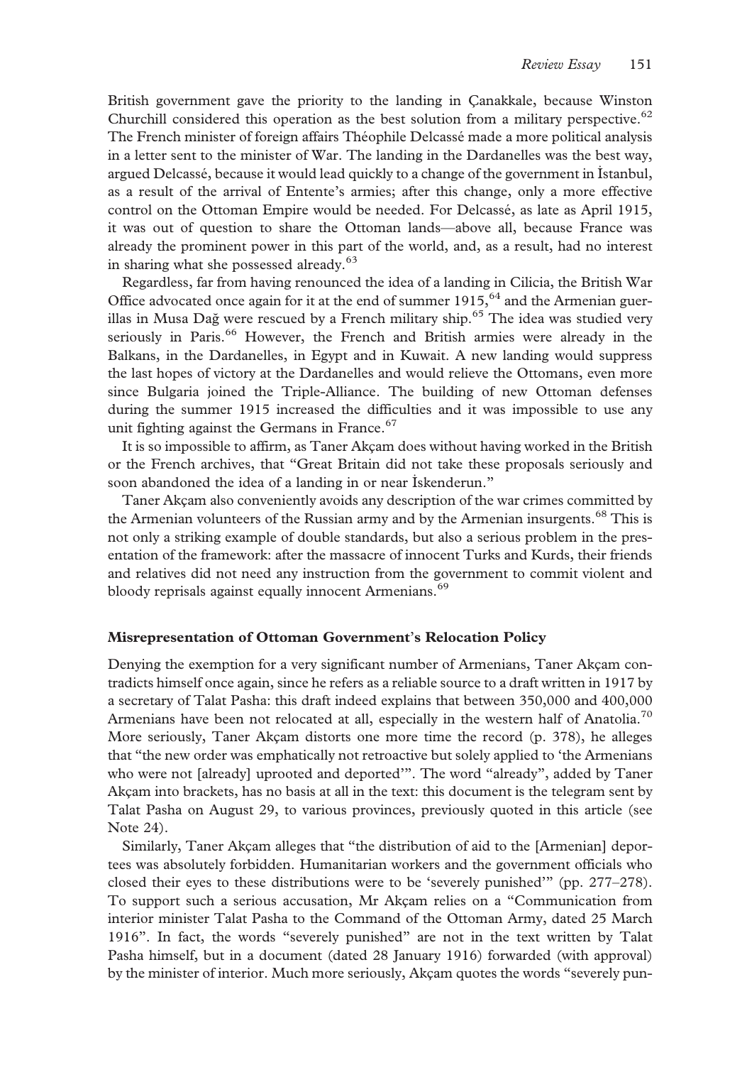British government gave the priority to the landing in Çanakkale, because Winston Churchill considered this operation as the best solution from a military perspective.[62] The French minister of foreign affairs Théophile Delcassé made a more political analysis in a letter sent to the minister of War. The landing in the Dardanelles was the best way, argued Delcassé, because it would lead quickly to a change of the government in İstanbul, as a result of the arrival of Entente's armies; after this change, only a more effective control on the Ottoman Empire would be needed. For Delcassé, as late as April 1915, it was out of question to share the Ottoman lands—above all, because France was already the prominent power in this part of the world, and, as a result, had no interest in sharing what she possessed already.[63]

Regardless, far from having renounced the idea of a landing in Cilicia, the British War Office advocated once again for it at the end of summer 1915,[64] and the Armenian guerillas in Musa Dağ were rescued by a French military ship.[65] The idea was studied very seriously in Paris.[66] However, the French and British armies were already in the Balkans, in the Dardanelles, in Egypt and in Kuwait. A new landing would suppress the last hopes of victory at the Dardanelles and would relieve the Ottomans, even more since Bulgaria joined the Triple-Alliance. The building of new Ottoman defenses during the summer 1915 increased the difficulties and it was impossible to use any unit fighting against the Germans in France.[67]

It is so impossible to affirm, as Taner Akçam does without having worked in the British or the French archives, that "Great Britain did not take these proposals seriously and soon abandoned the idea of a landing in or near İskenderun."

Taner Akçam also conveniently avoids any description of the war crimes committed by the Armenian volunteers of the Russian army and by the Armenian insurgents.[68] This is not only a striking example of double standards, but also a serious problem in the presentation of the framework: after the massacre of innocent Turks and Kurds, their friends and relatives did not need any instruction from the government to commit violent and bloody reprisals against equally innocent Armenians.[69]

**Misrepresentation of Ottoman Government's Relocation Policy**

Denying the exemption for a very significant number of Armenians, Taner Akçam contradicts himself once again, since he refers as a reliable source to a draft written in 1917 by a secretary of Talat Pasha: this draft indeed explains that between 350,000 and 400,000 Armenians have been not relocated at all, especially in the western half of Anatolia.[70] More seriously, Taner Akçam distorts one more time the record (p. 378), he alleges that "the new order was emphatically not retroactive but solely applied to 'the Armenians who were not [already] uprooted and deported'". The word "already", added by Taner Akçam into brackets, has no basis at all in the text: this document is the telegram sent by Talat Pasha on August 29, to various provinces, previously quoted in this article (see Note 24).

Similarly, Taner Akçam alleges that "the distribution of aid to the [Armenian] deportees was absolutely forbidden. Humanitarian workers and the government officials who closed their eyes to these distributions were to be 'severely punished'" (pp. 277–278). To support such a serious accusation, Mr Akçam relies on a "Communication from interior minister Talat Pasha to the Command of the Ottoman Army, dated 25 March 1916". In fact, the words "severely punished" are not in the text written by Talat Pasha himself, but in a document (dated 28 January 1916) forwarded (with approval) by the minister of interior. Much more seriously, Akçam quotes the words "severely pun-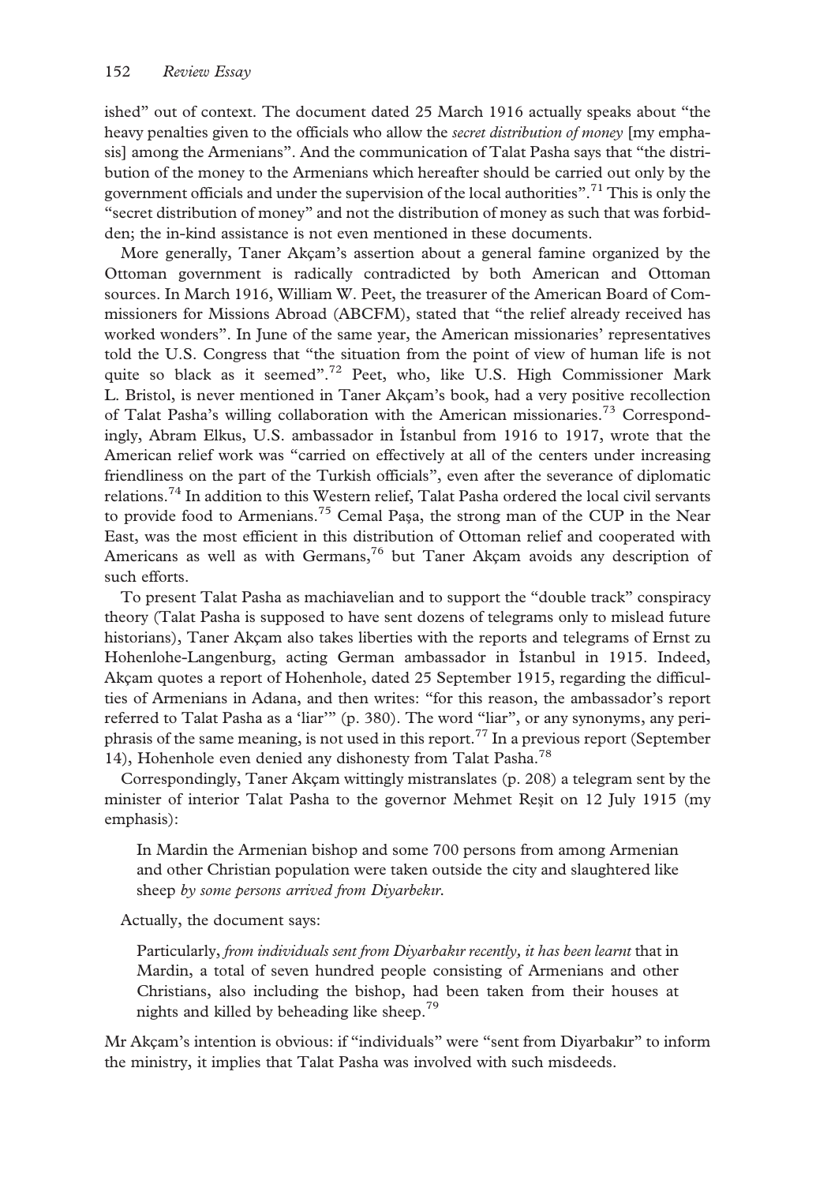ished" out of context. The document dated 25 March 1916 actually speaks about "the heavy penalties given to the officials who allow the *secret distribution of money* [my emphasis] among the Armenians". And the communication of Talat Pasha says that "the distribution of the money to the Armenians which hereafter should be carried out only by the government officials and under the supervision of the local authorities".[71] This is only the "secret distribution of money" and not the distribution of money as such that was forbidden; the in-kind assistance is not even mentioned in these documents.

More generally, Taner Akçam's assertion about a general famine organized by the Ottoman government is radically contradicted by both American and Ottoman sources. In March 1916, William W. Peet, the treasurer of the American Board of Commissioners for Missions Abroad (ABCFM), stated that "the relief already received has worked wonders". In June of the same year, the American missionaries' representatives told the U.S. Congress that "the situation from the point of view of human life is not quite so black as it seemed".[72] Peet, who, like U.S. High Commissioner Mark L. Bristol, is never mentioned in Taner Akçam's book, had a very positive recollection of Talat Pasha's willing collaboration with the American missionaries.[73] Correspondingly, Abram Elkus, U.S. ambassador in İstanbul from 1916 to 1917, wrote that the American relief work was "carried on effectively at all of the centers under increasing friendliness on the part of the Turkish officials", even after the severance of diplomatic relations.[74] In addition to this Western relief, Talat Pasha ordered the local civil servants to provide food to Armenians.[75] Cemal Paşa, the strong man of the CUP in the Near East, was the most efficient in this distribution of Ottoman relief and cooperated with Americans as well as with Germans,[76] but Taner Akçam avoids any description of such efforts.

To present Talat Pasha as machiavelian and to support the "double track" conspiracy theory (Talat Pasha is supposed to have sent dozens of telegrams only to mislead future historians), Taner Akçam also takes liberties with the reports and telegrams of Ernst zu Hohenlohe-Langenburg, acting German ambassador in İstanbul in 1915. Indeed, Akçam quotes a report of Hohenhole, dated 25 September 1915, regarding the difficulties of Armenians in Adana, and then writes: "for this reason, the ambassador's report referred to Talat Pasha as a 'liar'" (p. 380). The word "liar", or any synonyms, any periphrasis of the same meaning, is not used in this report.[77] In a previous report (September 14), Hohenhole even denied any dishonesty from Talat Pasha.[78]

Correspondingly, Taner Akçam wittingly mistranslates (p. 208) a telegram sent by the minister of interior Talat Pasha to the governor Mehmet Reşit on 12 July 1915 (my emphasis):

> In Mardin the Armenian bishop and some 700 persons from among Armenian and other Christian population were taken outside the city and slaughtered like sheep *by some persons arrived from Diyarbekır*.

Actually, the document says:

> Particularly, *from individuals sent from Diyarbakır recently, it has been learnt* that in Mardin, a total of seven hundred people consisting of Armenians and other Christians, also including the bishop, had been taken from their houses at nights and killed by beheading like sheep.[79]

Mr Akçam's intention is obvious: if "individuals" were "sent from Diyarbakır" to inform the ministry, it implies that Talat Pasha was involved with such misdeeds.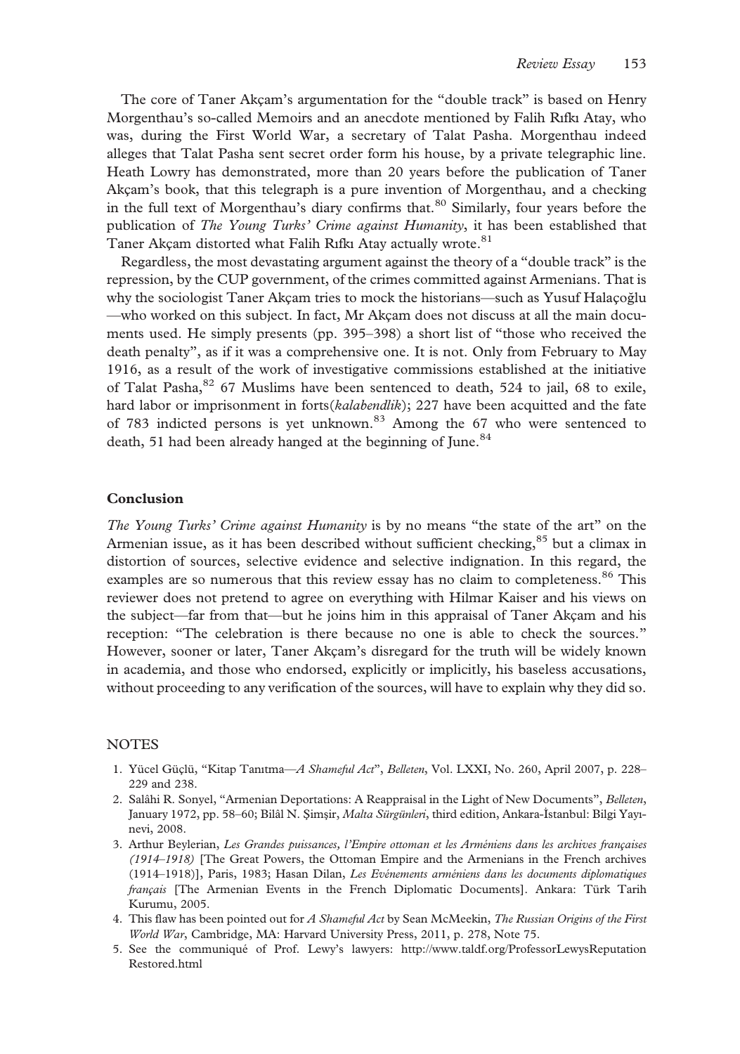The core of Taner Akçam's argumentation for the "double track" is based on Henry Morgenthau's so-called Memoirs and an anecdote mentioned by Falih Rıfkı Atay, who was, during the First World War, a secretary of Talat Pasha. Morgenthau indeed alleges that Talat Pasha sent secret order form his house, by a private telegraphic line. Heath Lowry has demonstrated, more than 20 years before the publication of Taner Akçam's book, that this telegraph is a pure invention of Morgenthau, and a checking in the full text of Morgenthau's diary confirms that.[80] Similarly, four years before the publication of *The Young Turks' Crime against Humanity*, it has been established that Taner Akçam distorted what Falih Rıfkı Atay actually wrote.[81]

Regardless, the most devastating argument against the theory of a "double track" is the repression, by the CUP government, of the crimes committed against Armenians. That is why the sociologist Taner Akçam tries to mock the historians—such as Yusuf Halaçoğlu—who worked on this subject. In fact, Mr Akçam does not discuss at all the main documents used. He simply presents (pp. 395–398) a short list of "those who received the death penalty", as if it was a comprehensive one. It is not. Only from February to May 1916, as a result of the work of investigative commissions established at the initiative of Talat Pasha,[82] 67 Muslims have been sentenced to death, 524 to jail, 68 to exile, hard labor or imprisonment in forts(*kalabendlik*); 227 have been acquitted and the fate of 783 indicted persons is yet unknown.[83] Among the 67 who were sentenced to death, 51 had been already hanged at the beginning of June.[84]

## Conclusion

*The Young Turks' Crime against Humanity* is by no means "the state of the art" on the Armenian issue, as it has been described without sufficient checking,[85] but a climax in distortion of sources, selective evidence and selective indignation. In this regard, the examples are so numerous that this review essay has no claim to completeness.[86] This reviewer does not pretend to agree on everything with Hilmar Kaiser and his views on the subject—far from that—but he joins him in this appraisal of Taner Akçam and his reception: "The celebration is there because no one is able to check the sources." However, sooner or later, Taner Akçam's disregard for the truth will be widely known in academia, and those who endorsed, explicitly or implicitly, his baseless accusations, without proceeding to any verification of the sources, will have to explain why they did so.

## NOTES

1. Yücel Güçlü, "Kitap Tanıtma—*A Shameful Act*", *Belleten*, Vol. LXXI, No. 260, April 2007, p. 228–229 and 238.
2. Salâhi R. Sonyel, "Armenian Deportations: A Reappraisal in the Light of New Documents", *Belleten*, January 1972, pp. 58–60; Bilâl N. Şimşir, *Malta Sürgünleri*, third edition, Ankara-İstanbul: Bilgi Yayınevi, 2008.
3. Arthur Beylerian, *Les Grandes puissances, l'Empire ottoman et les Arméniens dans les archives françaises (1914–1918)* [The Great Powers, the Ottoman Empire and the Armenians in the French archives (1914–1918)], Paris, 1983; Hasan Dilan, *Les Evénements arméniens dans les documents diplomatiques français* [The Armenian Events in the French Diplomatic Documents]. Ankara: Türk Tarih Kurumu, 2005.
4. This flaw has been pointed out for *A Shameful Act* by Sean McMeekin, *The Russian Origins of the First World War*, Cambridge, MA: Harvard University Press, 2011, p. 278, Note 75.
5. See the communiqué of Prof. Lewy's lawyers: http://www.taldf.org/ProfessorLewysReputationRestored.html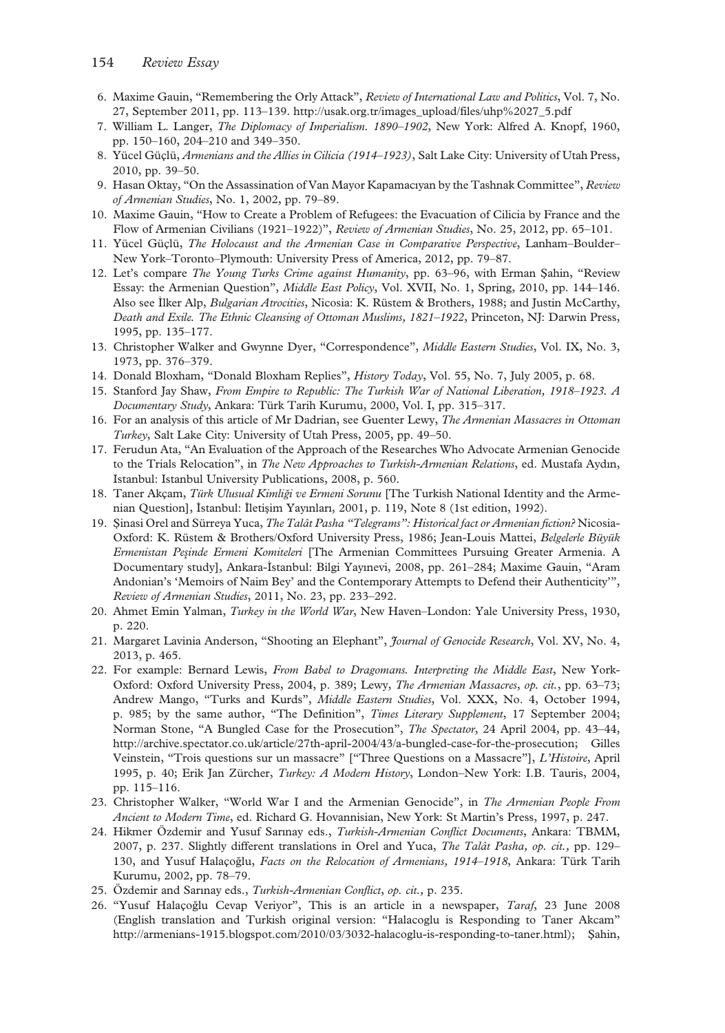6. Maxime Gauin, "Remembering the Orly Attack", *Review of International Law and Politics*, Vol. 7, No. 27, September 2011, pp. 113–139. http://usak.org.tr/images_upload/files/uhp%2027_5.pdf
7. William L. Langer, *The Diplomacy of Imperialism. 1890–1902*, New York: Alfred A. Knopf, 1960, pp. 150–160, 204–210 and 349–350.
8. Yücel Güçlü, *Armenians and the Allies in Cilicia (1914–1923)*, Salt Lake City: University of Utah Press, 2010, pp. 39–50.
9. Hasan Oktay, "On the Assassination of Van Mayor Kapamacıyan by the Tashnak Committee", *Review of Armenian Studies*, No. 1, 2002, pp. 79–89.
10. Maxime Gauin, "How to Create a Problem of Refugees: the Evacuation of Cilicia by France and the Flow of Armenian Civilians (1921–1922)", *Review of Armenian Studies*, No. 25, 2012, pp. 65–101.
11. Yücel Güçlü, *The Holocaust and the Armenian Case in Comparative Perspective*, Lanham–Boulder–New York–Toronto–Plymouth: University Press of America, 2012, pp. 79–87.
12. Let's compare *The Young Turks Crime against Humanity*, pp. 63–96, with Erman Şahin, "Review Essay: the Armenian Question", *Middle East Policy*, Vol. XVII, No. 1, Spring, 2010, pp. 144–146. Also see İlker Alp, *Bulgarian Atrocities*, Nicosia: K. Rüstem & Brothers, 1988; and Justin McCarthy, *Death and Exile. The Ethnic Cleansing of Ottoman Muslims, 1821–1922*, Princeton, NJ: Darwin Press, 1995, pp. 135–177.
13. Christopher Walker and Gwynne Dyer, "Correspondence", *Middle Eastern Studies*, Vol. IX, No. 3, 1973, pp. 376–379.
14. Donald Bloxham, "Donald Bloxham Replies", *History Today*, Vol. 55, No. 7, July 2005, p. 68.
15. Stanford Jay Shaw, *From Empire to Republic: The Turkish War of National Liberation, 1918–1923. A Documentary Study*, Ankara: Türk Tarih Kurumu, 2000, Vol. I, pp. 315–317.
16. For an analysis of this article of Mr Dadrian, see Guenter Lewy, *The Armenian Massacres in Ottoman Turkey*, Salt Lake City: University of Utah Press, 2005, pp. 49–50.
17. Ferudun Ata, "An Evaluation of the Approach of the Researches Who Advocate Armenian Genocide to the Trials Relocation", in *The New Approaches to Turkish-Armenian Relations*, ed. Mustafa Aydın, Istanbul: Istanbul University Publications, 2008, p. 560.
18. Taner Akçam, *Türk Ulusual Kimliği ve Ermeni Sorunu* [The Turkish National Identity and the Armenian Question], İstanbul: İletişim Yayınları, 2001, p. 119, Note 8 (1st edition, 1992).
19. Şinasi Orel and Sürreya Yuca, *The Talât Pasha "Telegrams": Historical fact or Armenian fiction?* Nicosia-Oxford: K. Rüstem & Brothers/Oxford University Press, 1986; Jean-Louis Mattei, *Belgelerle Büyük Ermenistan Peşinde Ermeni Komiteleri* [The Armenian Committees Pursuing Greater Armenia. A Documentary study], Ankara-İstanbul: Bilgi Yayınevi, 2008, pp. 261–284; Maxime Gauin, "Aram Andonian's 'Memoirs of Naim Bey' and the Contemporary Attempts to Defend their Authenticity'", *Review of Armenian Studies*, 2011, No. 23, pp. 233–292.
20. Ahmet Emin Yalman, *Turkey in the World War*, New Haven–London: Yale University Press, 1930, p. 220.
21. Margaret Lavinia Anderson, "Shooting an Elephant", *Journal of Genocide Research*, Vol. XV, No. 4, 2013, p. 465.
22. For example: Bernard Lewis, *From Babel to Dragomans. Interpreting the Middle East*, New York-Oxford: Oxford University Press, 2004, p. 389; Lewy, *The Armenian Massacres*, *op. cit.*, pp. 63–73; Andrew Mango, "Turks and Kurds", *Middle Eastern Studies*, Vol. XXX, No. 4, October 1994, p. 985; by the same author, "The Definition", *Times Literary Supplement*, 17 September 2004; Norman Stone, "A Bungled Case for the Prosecution", *The Spectator*, 24 April 2004, pp. 43–44, http://archive.spectator.co.uk/article/27th-april-2004/43/a-bungled-case-for-the-prosecution; Gilles Veinstein, "Trois questions sur un massacre" ["Three Questions on a Massacre"], *L'Histoire*, April 1995, p. 40; Erik Jan Zürcher, *Turkey: A Modern History*, London–New York: I.B. Tauris, 2004, pp. 115–116.
23. Christopher Walker, "World War I and the Armenian Genocide", in *The Armenian People From Ancient to Modern Time*, ed. Richard G. Hovannisian, New York: St Martin's Press, 1997, p. 247.
24. Hikmer Özdemir and Yusuf Sarınay eds., *Turkish-Armenian Conflict Documents*, Ankara: TBMM, 2007, p. 237. Slightly different translations in Orel and Yuca, *The Talât Pasha*, *op. cit.*, pp. 129–130, and Yusuf Halaçoğlu, *Facts on the Relocation of Armenians, 1914–1918*, Ankara: Türk Tarih Kurumu, 2002, pp. 78–79.
25. Özdemir and Sarınay eds., *Turkish-Armenian Conflict*, *op. cit.*, p. 235.
26. "Yusuf Halaçoğlu Cevap Veriyor", This is an article in a newspaper, *Taraf*, 23 June 2008 (English translation and Turkish original version: "Halacoglu is Responding to Taner Akcam" http://armenians-1915.blogspot.com/2010/03/3032-halacoglu-is-responding-to-taner.html); Şahin,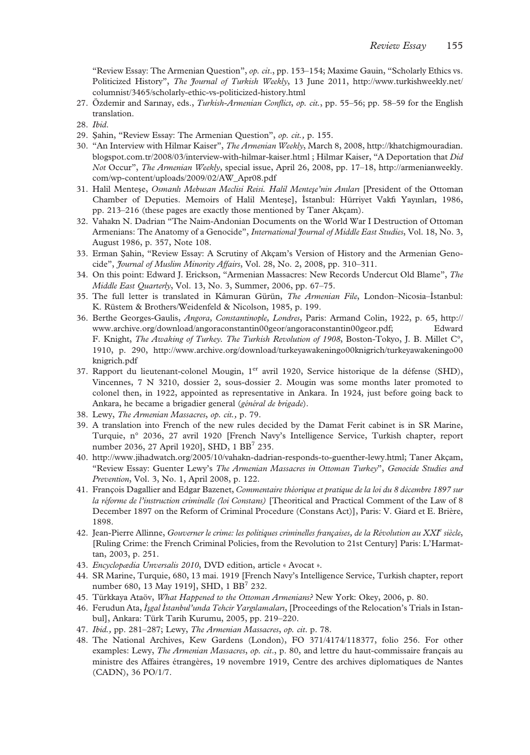"Review Essay: The Armenian Question", *op. cit.*, pp. 153–154; Maxime Gauin, "Scholarly Ethics vs. Politicized History", *The Journal of Turkish Weekly*, 13 June 2011, http://www.turkishweekly.net/columnist/3465/scholarly-ethic-vs-politicized-history.html

27. Özdemir and Sarınay, eds., *Turkish-Armenian Conflict*, *op. cit.*, pp. 55–56; pp. 58–59 for the English translation.
28. *Ibid.*
29. Şahin, "Review Essay: The Armenian Question", *op. cit.*, p. 155.
30. "An Interview with Hilmar Kaiser", *The Armenian Weekly*, March 8, 2008, http://khatchigmouradian.blogspot.com.tr/2008/03/interview-with-hilmar-kaiser.html ; Hilmar Kaiser, "A Deportation that *Did Not* Occur", *The Armenian Weekly*, special issue, April 26, 2008, pp. 17–18, http://armenianweekly.com/wp-content/uploads/2009/02/AW_Apr08.pdf
31. Halil Menteşe, *Osmanlı Mebusan Meclisi Reisi. Halil Menteşe'nin Anıları* [President of the Ottoman Chamber of Deputies. Memoirs of Halil Menteşe], İstanbul: Hürriyet Vakfı Yayınları, 1986, pp. 213–216 (these pages are exactly those mentioned by Taner Akçam).
32. Vahakn N. Dadrian "The Naim-Andonian Documents on the World War I Destruction of Ottoman Armenians: The Anatomy of a Genocide", *International Journal of Middle East Studies*, Vol. 18, No. 3, August 1986, p. 357, Note 108.
33. Erman Şahin, "Review Essay: A Scrutiny of Akçam's Version of History and the Armenian Genocide", *Journal of Muslim Minority Affairs*, Vol. 28, No. 2, 2008, pp. 310–311.
34. On this point: Edward J. Erickson, "Armenian Massacres: New Records Undercut Old Blame", *The Middle East Quarterly*, Vol. 13, No. 3, Summer, 2006, pp. 67–75.
35. The full letter is translated in Kâmuran Gürün, *The Armenian File*, London–Nicosia–İstanbul: K. Rüstem & Brothers/Weidenfeld & Nicolson, 1985, p. 199.
36. Berthe Georges-Gaulis, *Angora, Constantinople, Londres*, Paris: Armand Colin, 1922, p. 65, http://www.archive.org/download/angoraconstantin00geor/angoraconstantin00geor.pdf; Edward F. Knight, *The Awaking of Turkey. The Turkish Revolution of 1908*, Boston-Tokyo, J. B. Millet C°, 1910, p. 290, http://www.archive.org/download/turkeyawakeningo00knigrich/turkeyawakeningo00knigrich.pdf
37. Rapport du lieutenant-colonel Mougin, 1er avril 1920, Service historique de la défense (SHD), Vincennes, 7 N 3210, dossier 2, sous-dossier 2. Mougin was some months later promoted to colonel then, in 1922, appointed as representative in Ankara. In 1924, just before going back to Ankara, he became a brigadier general (*général de brigade*).
38. Lewy, *The Armenian Massacres*, *op. cit.*, p. 79.
39. A translation into French of the new rules decided by the Damat Ferit cabinet is in SR Marine, Turquie, n° 2036, 27 avril 1920 [French Navy's Intelligence Service, Turkish chapter, report number 2036, 27 April 1920], SHD, 1 BB7 235.
40. http://www.jihadwatch.org/2005/10/vahakn-dadrian-responds-to-guenther-lewy.html; Taner Akçam, "Review Essay: Guenter Lewy's *The Armenian Massacres in Ottoman Turkey*", *Genocide Studies and Prevention*, Vol. 3, No. 1, April 2008, p. 122.
41. François Dagallier and Edgar Bazenet, *Commentaire théorique et pratique de la loi du 8 décembre 1897 sur la réforme de l'instruction criminelle (loi Constans)* [Theoritical and Practical Comment of the Law of 8 December 1897 on the Reform of Criminal Procedure (Constans Act)], Paris: V. Giard et E. Brière, 1898.
42. Jean-Pierre Allinne, *Gouverner le crime: les politiques criminelles françaises, de la Révolution au XXIe siècle*, [Ruling Crime: the French Criminal Policies, from the Revolution to 21st Century] Paris: L'Harmattan, 2003, p. 251.
43. *Encyclopædia Unversalis 2010*, DVD edition, article « Avocat ».
44. SR Marine, Turquie, 680, 13 mai. 1919 [French Navy's Intelligence Service, Turkish chapter, report number 680, 13 May 1919], SHD, 1 BB7 232.
45. Türkkaya Ataöv, *What Happened to the Ottoman Armenians?* New York: Okey, 2006, p. 80.
46. Ferudun Ata, *İşgal İstanbul'unda Tehcir Yargılamaları*, [Proceedings of the Relocation's Trials in Istanbul], Ankara: Türk Tarih Kurumu, 2005, pp. 219–220.
47. *Ibid.*, pp. 281–287; Lewy, *The Armenian Massacres*, *op. cit*. p. 78.
48. The National Archives, Kew Gardens (London), FO 371/4174/118377, folio 256. For other examples: Lewy, *The Armenian Massacres*, *op. cit*., p. 80, and lettre du haut-commissaire français au ministre des Affaires étrangères, 19 novembre 1919, Centre des archives diplomatiques de Nantes (CADN), 36 PO/1/7.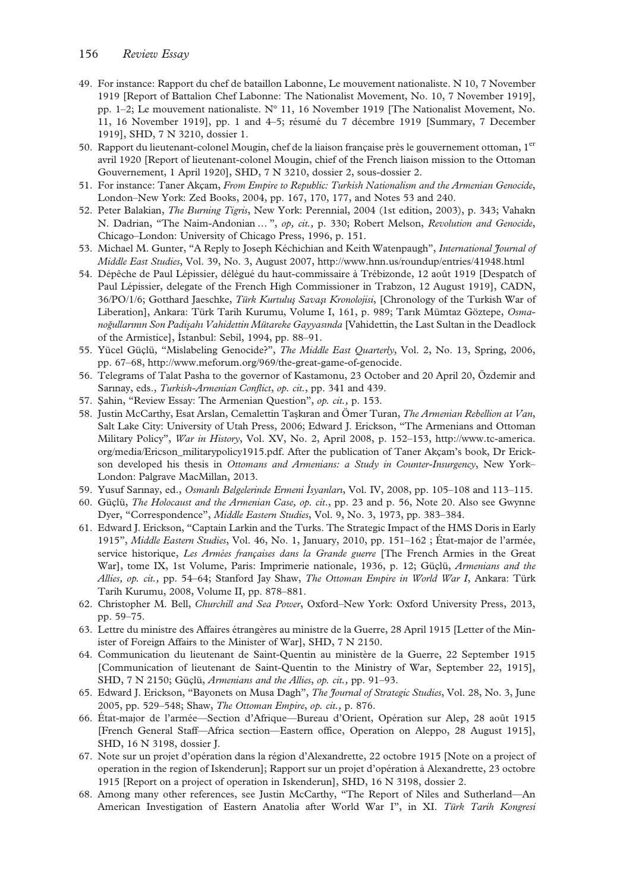49. For instance: Rapport du chef de bataillon Labonne, Le mouvement nationaliste. N 10, 7 November 1919 [Report of Battalion Chef Labonne: The Nationalist Movement, No. 10, 7 November 1919], pp. 1–2; Le mouvement nationaliste. N° 11, 16 November 1919 [The Nationalist Movement, No. 11, 16 November 1919], pp. 1 and 4–5; résumé du 7 décembre 1919 [Summary, 7 December 1919], SHD, 7 N 3210, dossier 1.
50. Rapport du lieutenant-colonel Mougin, chef de la liaison française près le gouvernement ottoman, 1[er] avril 1920 [Report of lieutenant-colonel Mougin, chief of the French liaison mission to the Ottoman Gouvernement, 1 April 1920], SHD, 7 N 3210, dossier 2, sous-dossier 2.
51. For instance: Taner Akçam, *From Empire to Republic: Turkish Nationalism and the Armenian Genocide*, London–New York: Zed Books, 2004, pp. 167, 170, 177, and Notes 53 and 240.
52. Peter Balakian, *The Burning Tigris*, New York: Perennial, 2004 (1st edition, 2003), p. 343; Vahakn N. Dadrian, "The Naim-Andonian … ", *op, cit.,* p. 330; Robert Melson, *Revolution and Genocide*, Chicago–London: University of Chicago Press, 1996, p. 151.
53. Michael M. Gunter, "A Reply to Joseph Kéchichian and Keith Watenpaugh", *International Journal of Middle East Studies*, Vol. 39, No. 3, August 2007, http://www.hnn.us/roundup/entries/41948.html
54. Dépêche de Paul Lépissier, délégué du haut-commissaire à Trébizonde, 12 août 1919 [Despatch of Paul Lépissier, delegate of the French High Commissioner in Trabzon, 12 August 1919], CADN, 36/PO/1/6; Gotthard Jaeschke, *Türk Kurtuluş Savaşı Kronolojisi*, [Chronology of the Turkish War of Liberation], Ankara: Türk Tarih Kurumu, Volume I, 161, p. 989; Tarık Mümtaz Göztepe, *Osmanoğullarının Son Padişahı Vahidettin Mütareke Gayyasında* [Vahidettin, the Last Sultan in the Deadlock of the Armistice], İstanbul: Sebil, 1994, pp. 88–91.
55. Yücel Güçlü, "Mislabeling Genocide?", *The Middle East Quarterly*, Vol. 2, No. 13, Spring, 2006, pp. 67–68, http://www.meforum.org/969/the-great-game-of-genocide.
56. Telegrams of Talat Pasha to the governor of Kastamonu, 23 October and 20 April 20, Özdemir and Sarınay, eds., *Turkish-Armenian Conflict*, *op. cit.*, pp. 341 and 439.
57. Şahin, "Review Essay: The Armenian Question", *op. cit.,* p. 153.
58. Justin McCarthy, Esat Arslan, Cemalettin Taşkıran and Ömer Turan, *The Armenian Rebellion at Van*, Salt Lake City: University of Utah Press, 2006; Edward J. Erickson, "The Armenians and Ottoman Military Policy", *War in History*, Vol. XV, No. 2, April 2008, p. 152–153, http://www.tc-america.org/media/Ericson_militarypolicy1915.pdf. After the publication of Taner Akçam's book, Dr Erickson developed his thesis in *Ottomans and Armenians: a Study in Counter-Insurgency*, New York–London: Palgrave MacMillan, 2013.
59. Yusuf Sarınay, ed., *Osmanlı Belgelerinde Ermeni İsyanları*, Vol. IV, 2008, pp. 105–108 and 113–115.
60. Güçlü, *The Holocaust and the Armenian Case, op. cit.*, pp. 23 and p. 56, Note 20. Also see Gwynne Dyer, "Correspondence", *Middle Eastern Studies*, Vol. 9, No. 3, 1973, pp. 383–384.
61. Edward J. Erickson, "Captain Larkin and the Turks. The Strategic Impact of the HMS Doris in Early 1915", *Middle Eastern Studies*, Vol. 46, No. 1, January, 2010, pp. 151–162 ; État-major de l'armée, service historique, *Les Armées françaises dans la Grande guerre* [The French Armies in the Great War], tome IX, 1st Volume, Paris: Imprimerie nationale, 1936, p. 12; Güçlü, *Armenians and the Allies, op. cit.,* pp. 54–64; Stanford Jay Shaw, *The Ottoman Empire in World War I*, Ankara: Türk Tarih Kurumu, 2008, Volume II, pp. 878–881.
62. Christopher M. Bell, *Churchill and Sea Power*, Oxford–New York: Oxford University Press, 2013, pp. 59–75.
63. Lettre du ministre des Affaires étrangères au ministre de la Guerre, 28 April 1915 [Letter of the Minister of Foreign Affairs to the Minister of War], SHD, 7 N 2150.
64. Communication du lieutenant de Saint-Quentin au ministère de la Guerre, 22 September 1915 [Communication of lieutenant de Saint-Quentin to the Ministry of War, September 22, 1915], SHD, 7 N 2150; Güçlü, *Armenians and the Allies*, *op. cit.,* pp. 91–93.
65. Edward J. Erickson, "Bayonets on Musa Dagh", *The Journal of Strategic Studies*, Vol. 28, No. 3, June 2005, pp. 529–548; Shaw, *The Ottoman Empire*, *op. cit.,* p. 876.
66. État-major de l'armée—Section d'Afrique—Bureau d'Orient, Opération sur Alep, 28 août 1915 [French General Staff—Africa section—Eastern office, Operation on Aleppo, 28 August 1915], SHD, 16 N 3198, dossier J.
67. Note sur un projet d'opération dans la région d'Alexandrette, 22 octobre 1915 [Note on a project of operation in the region of Iskenderun]; Rapport sur un projet d'opération à Alexandrette, 23 octobre 1915 [Report on a project of operation in Iskenderun], SHD, 16 N 3198, dossier 2.
68. Among many other references, see Justin McCarthy, "The Report of Niles and Sutherland—An American Investigation of Eastern Anatolia after World War I", in XI. *Türk Tarih Kongresi*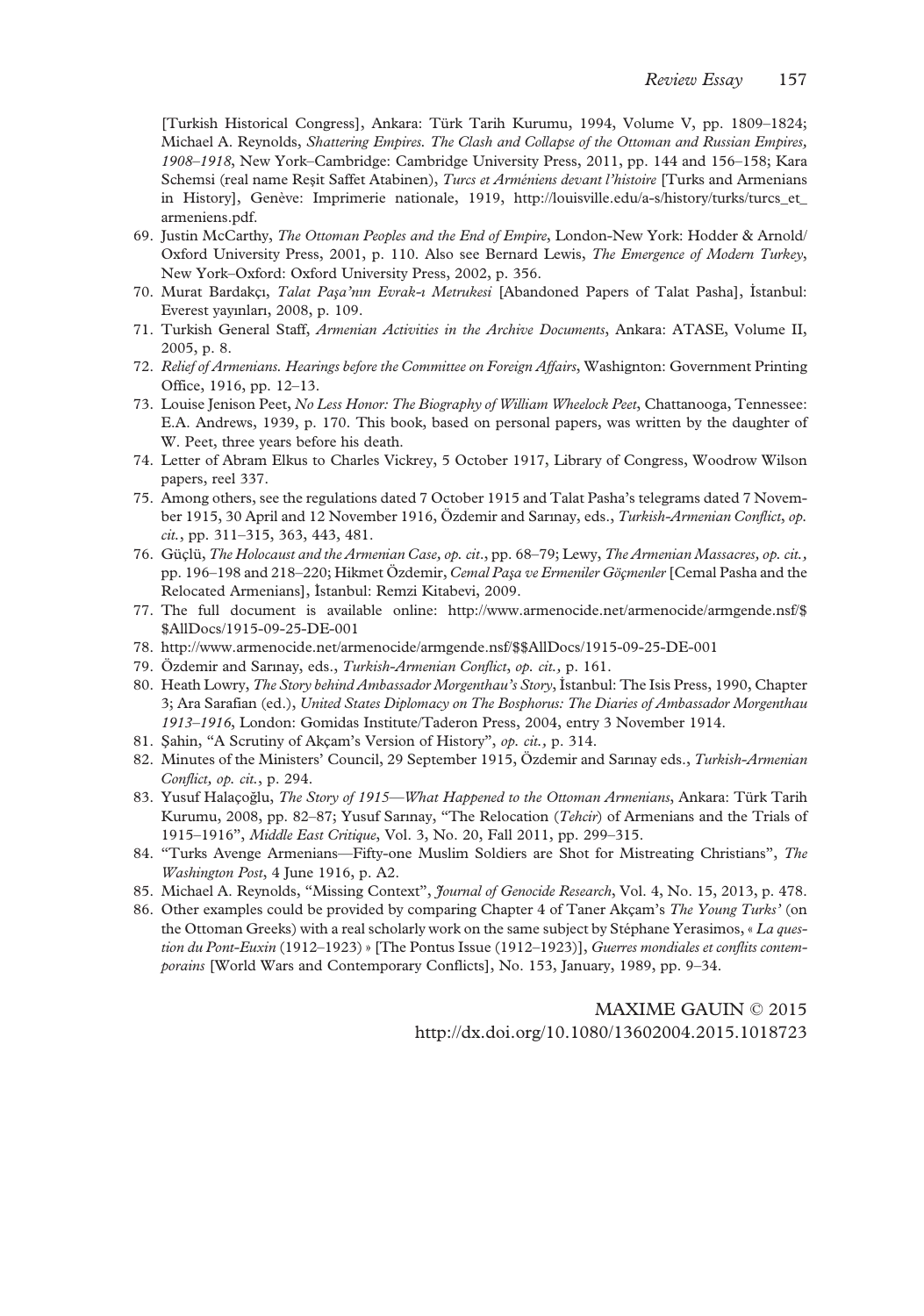[Turkish Historical Congress], Ankara: Türk Tarih Kurumu, 1994, Volume V, pp. 1809–1824; Michael A. Reynolds, *Shattering Empires. The Clash and Collapse of the Ottoman and Russian Empires, 1908–1918*, New York–Cambridge: Cambridge University Press, 2011, pp. 144 and 156–158; Kara Schemsi (real name Reşit Saffet Atabinen), *Turcs et Arméniens devant l'histoire* [Turks and Armenians in History], Genève: Imprimerie nationale, 1919, http://louisville.edu/a-s/history/turks/turcs_et_armeniens.pdf.

69. Justin McCarthy, *The Ottoman Peoples and the End of Empire*, London-New York: Hodder & Arnold/Oxford University Press, 2001, p. 110. Also see Bernard Lewis, *The Emergence of Modern Turkey*, New York–Oxford: Oxford University Press, 2002, p. 356.
70. Murat Bardakçı, *Talat Paşa'nın Evrak-ı Metrukesi* [Abandoned Papers of Talat Pasha], İstanbul: Everest yayınları, 2008, p. 109.
71. Turkish General Staff, *Armenian Activities in the Archive Documents*, Ankara: ATASE, Volume II, 2005, p. 8.
72. *Relief of Armenians. Hearings before the Committee on Foreign Affairs*, Washignton: Government Printing Office, 1916, pp. 12–13.
73. Louise Jenison Peet, *No Less Honor: The Biography of William Wheelock Peet*, Chattanooga, Tennessee: E.A. Andrews, 1939, p. 170. This book, based on personal papers, was written by the daughter of W. Peet, three years before his death.
74. Letter of Abram Elkus to Charles Vickrey, 5 October 1917, Library of Congress, Woodrow Wilson papers, reel 337.
75. Among others, see the regulations dated 7 October 1915 and Talat Pasha's telegrams dated 7 November 1915, 30 April and 12 November 1916, Özdemir and Sarınay, eds., *Turkish-Armenian Conflict*, *op. cit.*, pp. 311–315, 363, 443, 481.
76. Güçlü, *The Holocaust and the Armenian Case, op. cit*., pp. 68–79; Lewy, *The Armenian Massacres, op. cit.,* pp. 196–198 and 218–220; Hikmet Özdemir, *Cemal Paşa ve Ermeniler Göçmenler* [Cemal Pasha and the Relocated Armenians], İstanbul: Remzi Kitabevi, 2009.
77. The full document is available online: http://www.armenocide.net/armenocide/armgende.nsf/$$AllDocs/1915-09-25-DE-001
78. http://www.armenocide.net/armenocide/armgende.nsf/$$AllDocs/1915-09-25-DE-001
79. Özdemir and Sarınay, eds., *Turkish-Armenian Conflict*, *op. cit.,* p. 161.
80. Heath Lowry, *The Story behind Ambassador Morgenthau's Story*, İstanbul: The Isis Press, 1990, Chapter 3; Ara Sarafian (ed.), *United States Diplomacy on The Bosphorus: The Diaries of Ambassador Morgenthau 1913–1916*, London: Gomidas Institute/Taderon Press, 2004, entry 3 November 1914.
81. Şahin, "A Scrutiny of Akçam's Version of History", *op. cit.,* p. 314.
82. Minutes of the Ministers' Council, 29 September 1915, Özdemir and Sarınay eds., *Turkish-Armenian Conflict, op. cit.*, p. 294.
83. Yusuf Halaçoğlu, *The Story of 1915—What Happened to the Ottoman Armenians*, Ankara: Türk Tarih Kurumu, 2008, pp. 82–87; Yusuf Sarınay, "The Relocation (*Tehcir*) of Armenians and the Trials of 1915–1916", *Middle East Critique*, Vol. 3, No. 20, Fall 2011, pp. 299–315.
84. "Turks Avenge Armenians—Fifty-one Muslim Soldiers are Shot for Mistreating Christians", *The Washington Post*, 4 June 1916, p. A2.
85. Michael A. Reynolds, "Missing Context", *Journal of Genocide Research*, Vol. 4, No. 15, 2013, p. 478.
86. Other examples could be provided by comparing Chapter 4 of Taner Akçam's *The Young Turks'* (on the Ottoman Greeks) with a real scholarly work on the same subject by Stéphane Yerasimos, « *La question du Pont-Euxin* (1912–1923) » [The Pontus Issue (1912–1923)], *Guerres mondiales et conflits contemporains* [World Wars and Contemporary Conflicts], No. 153, January, 1989, pp. 9–34.

MAXIME GAUIN © 2015
http://dx.doi.org/10.1080/13602004.2015.1018723